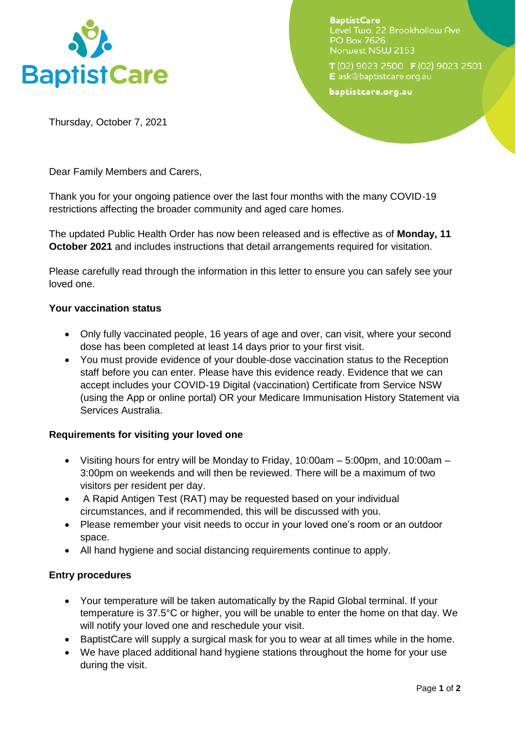BaptistCare

**BaptistCare**
Level Two, 22 Brookhollow Ave
PO Box 7626
Norwest NSW 2153

**T** (02) 9023 2500 **F** (02) 9023 2501
**E** ask@baptistcare.org.au

**baptistcare.org.au**

Thursday, October 7, 2021

Dear Family Members and Carers,

Thank you for your ongoing patience over the last four months with the many COVID-19 restrictions affecting the broader community and aged care homes.

The updated Public Health Order has now been released and is effective as of **Monday, 11 October 2021** and includes instructions that detail arrangements required for visitation.

Please carefully read through the information in this letter to ensure you can safely see your loved one.

**Your vaccination status**

- Only fully vaccinated people, 16 years of age and over, can visit, where your second dose has been completed at least 14 days prior to your first visit.
- You must provide evidence of your double-dose vaccination status to the Reception staff before you can enter. Please have this evidence ready. Evidence that we can accept includes your COVID-19 Digital (vaccination) Certificate from Service NSW (using the App or online portal) OR your Medicare Immunisation History Statement via Services Australia.

**Requirements for visiting your loved one**

- Visiting hours for entry will be Monday to Friday, 10:00am – 5:00pm, and 10:00am – 3:00pm on weekends and will then be reviewed. There will be a maximum of two visitors per resident per day.
- A Rapid Antigen Test (RAT) may be requested based on your individual circumstances, and if recommended, this will be discussed with you.
- Please remember your visit needs to occur in your loved one's room or an outdoor space.
- All hand hygiene and social distancing requirements continue to apply.

**Entry procedures**

- Your temperature will be taken automatically by the Rapid Global terminal. If your temperature is 37.5°C or higher, you will be unable to enter the home on that day. We will notify your loved one and reschedule your visit.
- BaptistCare will supply a surgical mask for you to wear at all times while in the home.
- We have placed additional hand hygiene stations throughout the home for your use during the visit.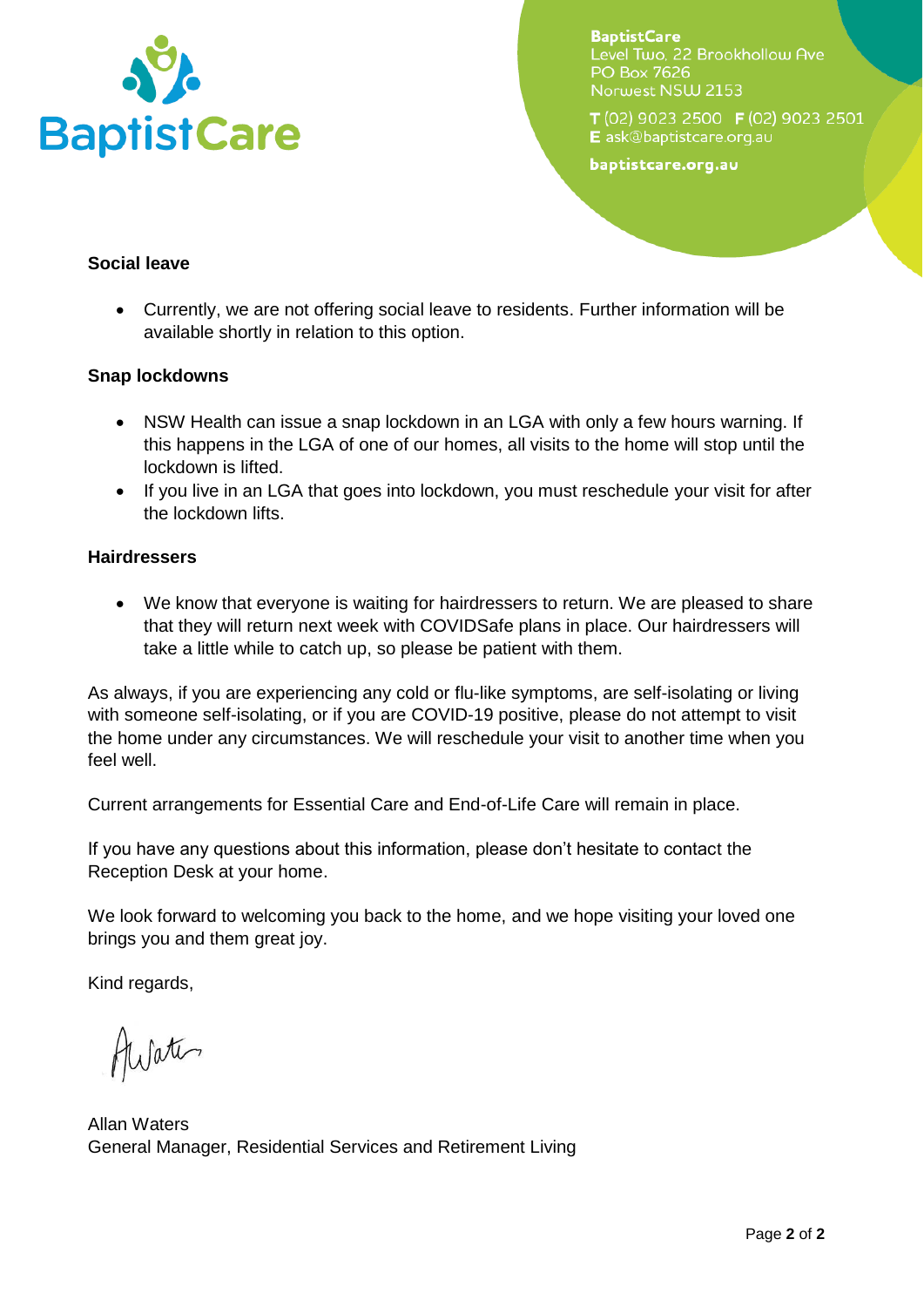BaptistCare
Level Two, 22 Brookhollow Ave
PO Box 7626
Norwest NSW 2153

T (02) 9023 2500 F (02) 9023 2501
E ask@baptistcare.org.au

baptistcare.org.au

**Social leave**

- Currently, we are not offering social leave to residents. Further information will be available shortly in relation to this option.

**Snap lockdowns**

- NSW Health can issue a snap lockdown in an LGA with only a few hours warning. If this happens in the LGA of one of our homes, all visits to the home will stop until the lockdown is lifted.
- If you live in an LGA that goes into lockdown, you must reschedule your visit for after the lockdown lifts.

**Hairdressers**

- We know that everyone is waiting for hairdressers to return. We are pleased to share that they will return next week with COVIDSafe plans in place. Our hairdressers will take a little while to catch up, so please be patient with them.

As always, if you are experiencing any cold or flu-like symptoms, are self-isolating or living with someone self-isolating, or if you are COVID-19 positive, please do not attempt to visit the home under any circumstances. We will reschedule your visit to another time when you feel well.

Current arrangements for Essential Care and End-of-Life Care will remain in place.

If you have any questions about this information, please don't hesitate to contact the Reception Desk at your home.

We look forward to welcoming you back to the home, and we hope visiting your loved one brings you and them great joy.

Kind regards,

Allan Waters
General Manager, Residential Services and Retirement Living